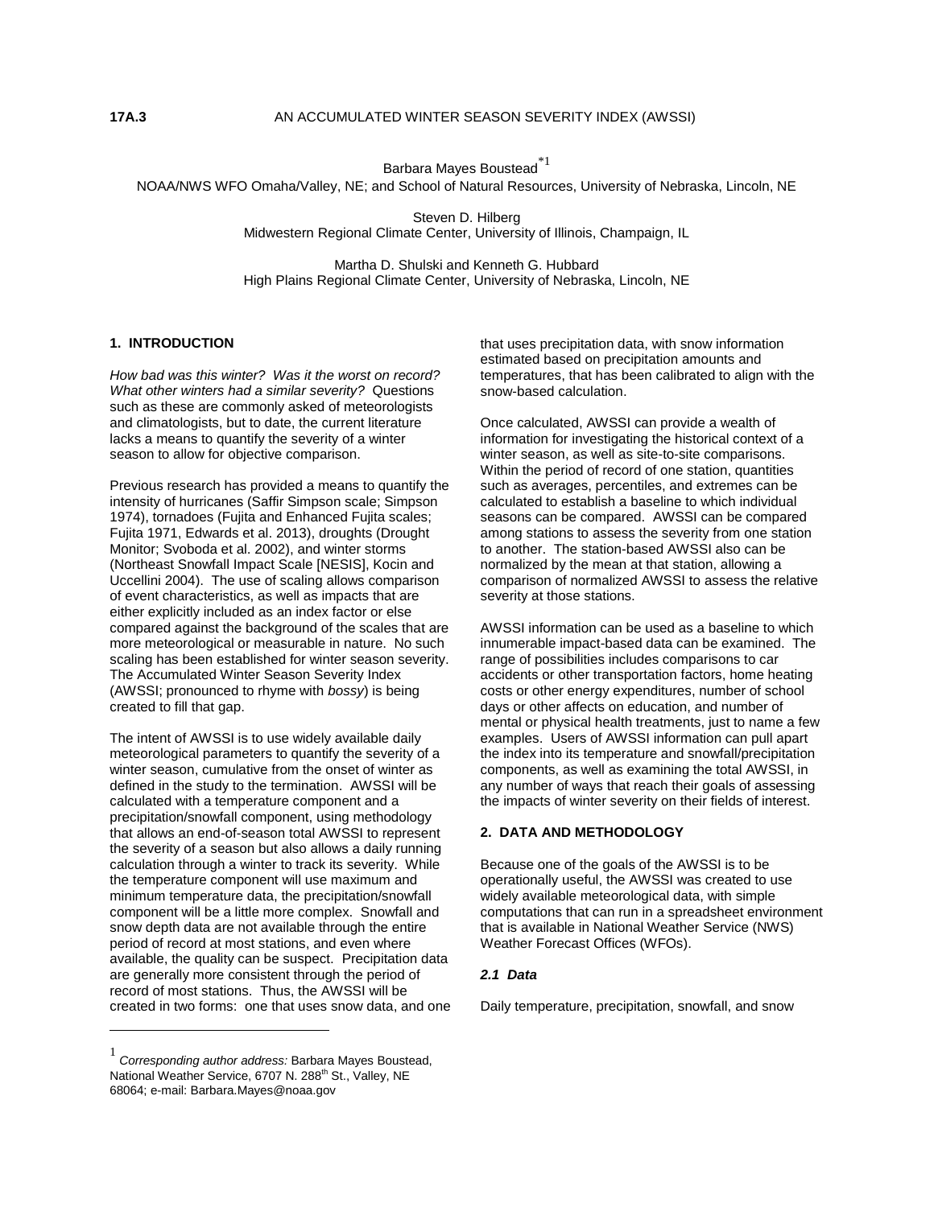**17A.3** AN ACCUMULATED WINTER SEASON SEVERITY INDEX (AWSSI)

Barbara Mayes Boustead*[1]
NOAA/NWS WFO Omaha/Valley, NE; and School of Natural Resources, University of Nebraska, Lincoln, NE

Steven D. Hilberg
Midwestern Regional Climate Center, University of Illinois, Champaign, IL

Martha D. Shulski and Kenneth G. Hubbard
High Plains Regional Climate Center, University of Nebraska, Lincoln, NE

## 1. INTRODUCTION

*How bad was this winter? Was it the worst on record? What other winters had a similar severity?* Questions such as these are commonly asked of meteorologists and climatologists, but to date, the current literature lacks a means to quantify the severity of a winter season to allow for objective comparison.

Previous research has provided a means to quantify the intensity of hurricanes (Saffir Simpson scale; Simpson 1974), tornadoes (Fujita and Enhanced Fujita scales; Fujita 1971, Edwards et al. 2013), droughts (Drought Monitor; Svoboda et al. 2002), and winter storms (Northeast Snowfall Impact Scale [NESIS], Kocin and Uccellini 2004). The use of scaling allows comparison of event characteristics, as well as impacts that are either explicitly included as an index factor or else compared against the background of the scales that are more meteorological or measurable in nature. No such scaling has been established for winter season severity. The Accumulated Winter Season Severity Index (AWSSI; pronounced to rhyme with *bossy*) is being created to fill that gap.

The intent of AWSSI is to use widely available daily meteorological parameters to quantify the severity of a winter season, cumulative from the onset of winter as defined in the study to the termination. AWSSI will be calculated with a temperature component and a precipitation/snowfall component, using methodology that allows an end-of-season total AWSSI to represent the severity of a season but also allows a daily running calculation through a winter to track its severity. While the temperature component will use maximum and minimum temperature data, the precipitation/snowfall component will be a little more complex. Snowfall and snow depth data are not available through the entire period of record at most stations, and even where available, the quality can be suspect. Precipitation data are generally more consistent through the period of record of most stations. Thus, the AWSSI will be created in two forms: one that uses snow data, and one that uses precipitation data, with snow information estimated based on precipitation amounts and temperatures, that has been calibrated to align with the snow-based calculation.

Once calculated, AWSSI can provide a wealth of information for investigating the historical context of a winter season, as well as site-to-site comparisons. Within the period of record of one station, quantities such as averages, percentiles, and extremes can be calculated to establish a baseline to which individual seasons can be compared. AWSSI can be compared among stations to assess the severity from one station to another. The station-based AWSSI also can be normalized by the mean at that station, allowing a comparison of normalized AWSSI to assess the relative severity at those stations.

AWSSI information can be used as a baseline to which innumerable impact-based data can be examined. The range of possibilities includes comparisons to car accidents or other transportation factors, home heating costs or other energy expenditures, number of school days or other affects on education, and number of mental or physical health treatments, just to name a few examples. Users of AWSSI information can pull apart the index into its temperature and snowfall/precipitation components, as well as examining the total AWSSI, in any number of ways that reach their goals of assessing the impacts of winter severity on their fields of interest.

## 2. DATA AND METHODOLOGY

Because one of the goals of the AWSSI is to be operationally useful, the AWSSI was created to use widely available meteorological data, with simple computations that can run in a spreadsheet environment that is available in National Weather Service (NWS) Weather Forecast Offices (WFOs).

### *2.1 Data*

Daily temperature, precipitation, snowfall, and snow

---

[1] *Corresponding author address:* Barbara Mayes Boustead, National Weather Service, 6707 N. 288th St., Valley, NE 68064; e-mail: Barbara.Mayes@noaa.gov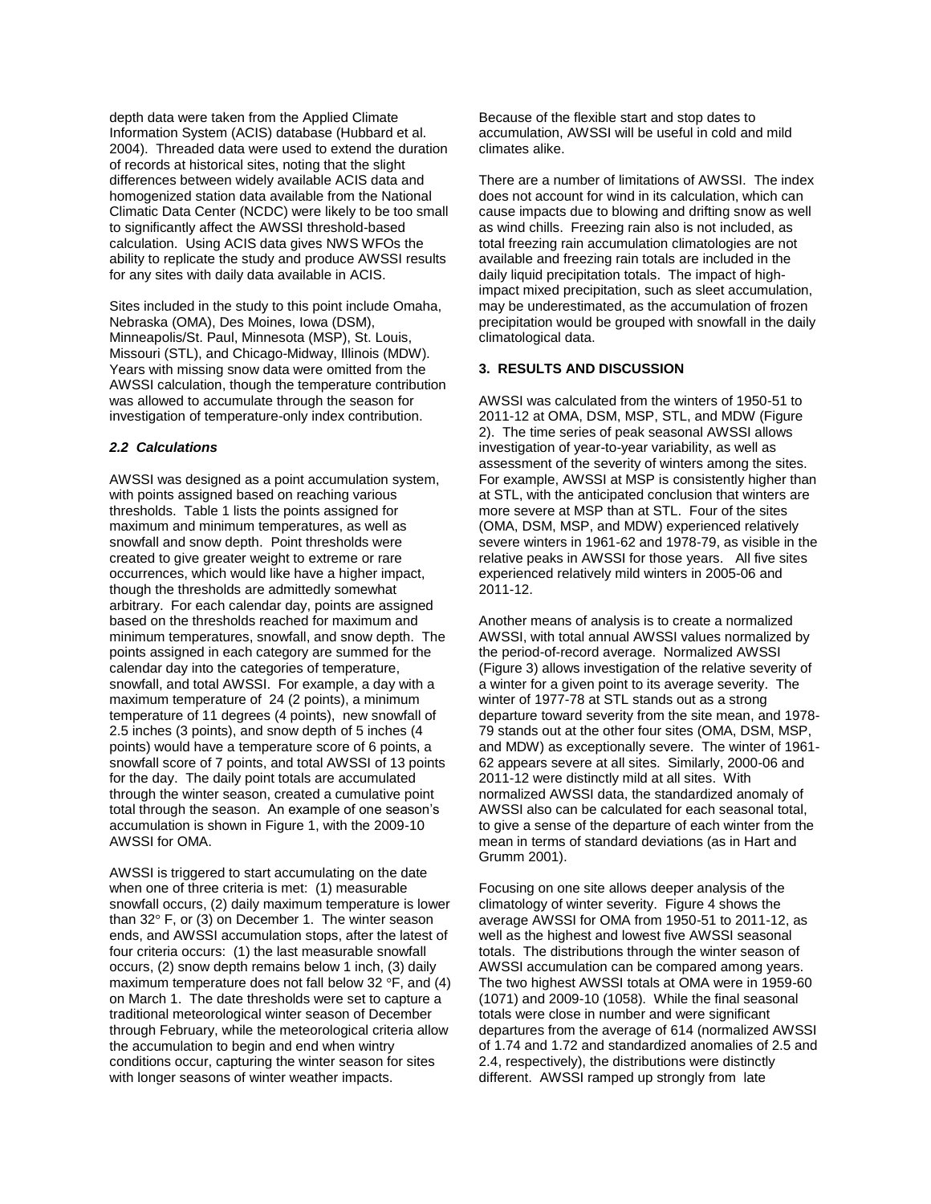depth data were taken from the Applied Climate Information System (ACIS) database (Hubbard et al. 2004). Threaded data were used to extend the duration of records at historical sites, noting that the slight differences between widely available ACIS data and homogenized station data available from the National Climatic Data Center (NCDC) were likely to be too small to significantly affect the AWSSI threshold-based calculation. Using ACIS data gives NWS WFOs the ability to replicate the study and produce AWSSI results for any sites with daily data available in ACIS.

Sites included in the study to this point include Omaha, Nebraska (OMA), Des Moines, Iowa (DSM), Minneapolis/St. Paul, Minnesota (MSP), St. Louis, Missouri (STL), and Chicago-Midway, Illinois (MDW). Years with missing snow data were omitted from the AWSSI calculation, though the temperature contribution was allowed to accumulate through the season for investigation of temperature-only index contribution.

### *2.2 Calculations*

AWSSI was designed as a point accumulation system, with points assigned based on reaching various thresholds. Table 1 lists the points assigned for maximum and minimum temperatures, as well as snowfall and snow depth. Point thresholds were created to give greater weight to extreme or rare occurrences, which would like have a higher impact, though the thresholds are admittedly somewhat arbitrary. For each calendar day, points are assigned based on the thresholds reached for maximum and minimum temperatures, snowfall, and snow depth. The points assigned in each category are summed for the calendar day into the categories of temperature, snowfall, and total AWSSI. For example, a day with a maximum temperature of 24 (2 points), a minimum temperature of 11 degrees (4 points), new snowfall of 2.5 inches (3 points), and snow depth of 5 inches (4 points) would have a temperature score of 6 points, a snowfall score of 7 points, and total AWSSI of 13 points for the day. The daily point totals are accumulated through the winter season, created a cumulative point total through the season. An example of one season's accumulation is shown in Figure 1, with the 2009-10 AWSSI for OMA.

AWSSI is triggered to start accumulating on the date when one of three criteria is met: (1) measurable snowfall occurs, (2) daily maximum temperature is lower than 32° F, or (3) on December 1. The winter season ends, and AWSSI accumulation stops, after the latest of four criteria occurs: (1) the last measurable snowfall occurs, (2) snow depth remains below 1 inch, (3) daily maximum temperature does not fall below 32 °F, and (4) on March 1. The date thresholds were set to capture a traditional meteorological winter season of December through February, while the meteorological criteria allow the accumulation to begin and end when wintry conditions occur, capturing the winter season for sites with longer seasons of winter weather impacts. Because of the flexible start and stop dates to accumulation, AWSSI will be useful in cold and mild climates alike.

There are a number of limitations of AWSSI. The index does not account for wind in its calculation, which can cause impacts due to blowing and drifting snow as well as wind chills. Freezing rain also is not included, as total freezing rain accumulation climatologies are not available and freezing rain totals are included in the daily liquid precipitation totals. The impact of high-impact mixed precipitation, such as sleet accumulation, may be underestimated, as the accumulation of frozen precipitation would be grouped with snowfall in the daily climatological data.

## 3. RESULTS AND DISCUSSION

AWSSI was calculated from the winters of 1950-51 to 2011-12 at OMA, DSM, MSP, STL, and MDW (Figure 2). The time series of peak seasonal AWSSI allows investigation of year-to-year variability, as well as assessment of the severity of winters among the sites. For example, AWSSI at MSP is consistently higher than at STL, with the anticipated conclusion that winters are more severe at MSP than at STL. Four of the sites (OMA, DSM, MSP, and MDW) experienced relatively severe winters in 1961-62 and 1978-79, as visible in the relative peaks in AWSSI for those years. All five sites experienced relatively mild winters in 2005-06 and 2011-12.

Another means of analysis is to create a normalized AWSSI, with total annual AWSSI values normalized by the period-of-record average. Normalized AWSSI (Figure 3) allows investigation of the relative severity of a winter for a given point to its average severity. The winter of 1977-78 at STL stands out as a strong departure toward severity from the site mean, and 1978-79 stands out at the other four sites (OMA, DSM, MSP, and MDW) as exceptionally severe. The winter of 1961-62 appears severe at all sites. Similarly, 2000-06 and 2011-12 were distinctly mild at all sites. With normalized AWSSI data, the standardized anomaly of AWSSI also can be calculated for each seasonal total, to give a sense of the departure of each winter from the mean in terms of standard deviations (as in Hart and Grumm 2001).

Focusing on one site allows deeper analysis of the climatology of winter severity. Figure 4 shows the average AWSSI for OMA from 1950-51 to 2011-12, as well as the highest and lowest five AWSSI seasonal totals. The distributions through the winter season of AWSSI accumulation can be compared among years. The two highest AWSSI totals at OMA were in 1959-60 (1071) and 2009-10 (1058). While the final seasonal totals were close in number and were significant departures from the average of 614 (normalized AWSSI of 1.74 and 1.72 and standardized anomalies of 2.5 and 2.4, respectively), the distributions were distinctly different. AWSSI ramped up strongly from late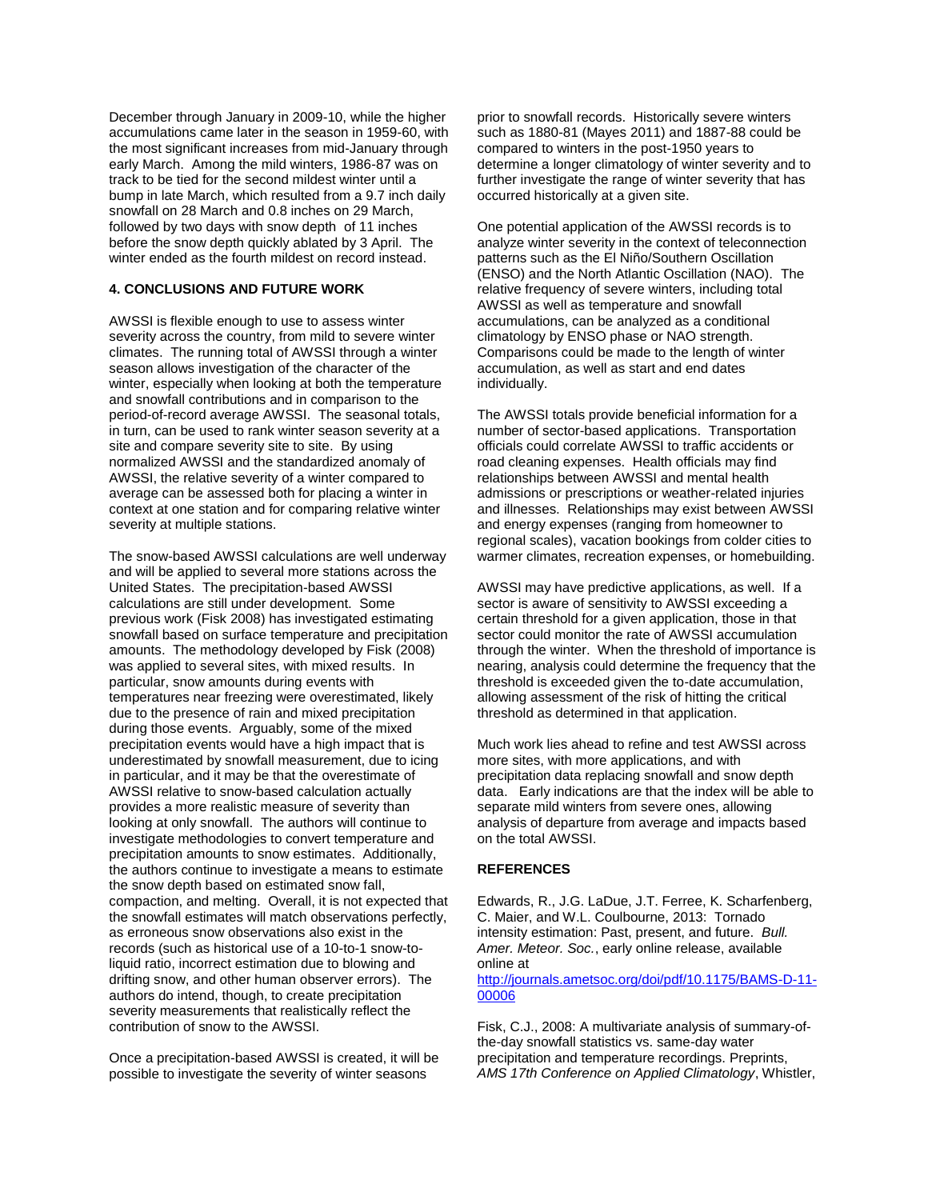December through January in 2009-10, while the higher accumulations came later in the season in 1959-60, with the most significant increases from mid-January through early March. Among the mild winters, 1986-87 was on track to be tied for the second mildest winter until a bump in late March, which resulted from a 9.7 inch daily snowfall on 28 March and 0.8 inches on 29 March, followed by two days with snow depth of 11 inches before the snow depth quickly ablated by 3 April. The winter ended as the fourth mildest on record instead.

## 4. CONCLUSIONS AND FUTURE WORK

AWSSI is flexible enough to use to assess winter severity across the country, from mild to severe winter climates. The running total of AWSSI through a winter season allows investigation of the character of the winter, especially when looking at both the temperature and snowfall contributions and in comparison to the period-of-record average AWSSI. The seasonal totals, in turn, can be used to rank winter season severity at a site and compare severity site to site. By using normalized AWSSI and the standardized anomaly of AWSSI, the relative severity of a winter compared to average can be assessed both for placing a winter in context at one station and for comparing relative winter severity at multiple stations.

The snow-based AWSSI calculations are well underway and will be applied to several more stations across the United States. The precipitation-based AWSSI calculations are still under development. Some previous work (Fisk 2008) has investigated estimating snowfall based on surface temperature and precipitation amounts. The methodology developed by Fisk (2008) was applied to several sites, with mixed results. In particular, snow amounts during events with temperatures near freezing were overestimated, likely due to the presence of rain and mixed precipitation during those events. Arguably, some of the mixed precipitation events would have a high impact that is underestimated by snowfall measurement, due to icing in particular, and it may be that the overestimate of AWSSI relative to snow-based calculation actually provides a more realistic measure of severity than looking at only snowfall. The authors will continue to investigate methodologies to convert temperature and precipitation amounts to snow estimates. Additionally, the authors continue to investigate a means to estimate the snow depth based on estimated snow fall, compaction, and melting. Overall, it is not expected that the snowfall estimates will match observations perfectly, as erroneous snow observations also exist in the records (such as historical use of a 10-to-1 snow-to-liquid ratio, incorrect estimation due to blowing and drifting snow, and other human observer errors). The authors do intend, though, to create precipitation severity measurements that realistically reflect the contribution of snow to the AWSSI.

Once a precipitation-based AWSSI is created, it will be possible to investigate the severity of winter seasons prior to snowfall records. Historically severe winters such as 1880-81 (Mayes 2011) and 1887-88 could be compared to winters in the post-1950 years to determine a longer climatology of winter severity and to further investigate the range of winter severity that has occurred historically at a given site.

One potential application of the AWSSI records is to analyze winter severity in the context of teleconnection patterns such as the El Niño/Southern Oscillation (ENSO) and the North Atlantic Oscillation (NAO). The relative frequency of severe winters, including total AWSSI as well as temperature and snowfall accumulations, can be analyzed as a conditional climatology by ENSO phase or NAO strength. Comparisons could be made to the length of winter accumulation, as well as start and end dates individually.

The AWSSI totals provide beneficial information for a number of sector-based applications. Transportation officials could correlate AWSSI to traffic accidents or road cleaning expenses. Health officials may find relationships between AWSSI and mental health admissions or prescriptions or weather-related injuries and illnesses. Relationships may exist between AWSSI and energy expenses (ranging from homeowner to regional scales), vacation bookings from colder cities to warmer climates, recreation expenses, or homebuilding.

AWSSI may have predictive applications, as well. If a sector is aware of sensitivity to AWSSI exceeding a certain threshold for a given application, those in that sector could monitor the rate of AWSSI accumulation through the winter. When the threshold of importance is nearing, analysis could determine the frequency that the threshold is exceeded given the to-date accumulation, allowing assessment of the risk of hitting the critical threshold as determined in that application.

Much work lies ahead to refine and test AWSSI across more sites, with more applications, and with precipitation data replacing snowfall and snow depth data. Early indications are that the index will be able to separate mild winters from severe ones, allowing analysis of departure from average and impacts based on the total AWSSI.

## REFERENCES

Edwards, R., J.G. LaDue, J.T. Ferree, K. Scharfenberg, C. Maier, and W.L. Coulbourne, 2013: Tornado intensity estimation: Past, present, and future. *Bull. Amer. Meteor. Soc.*, early online release, available online at http://journals.ametsoc.org/doi/pdf/10.1175/BAMS-D-11-00006

Fisk, C.J., 2008: A multivariate analysis of summary-of-the-day snowfall statistics vs. same-day water precipitation and temperature recordings. Preprints, *AMS 17th Conference on Applied Climatology*, Whistler,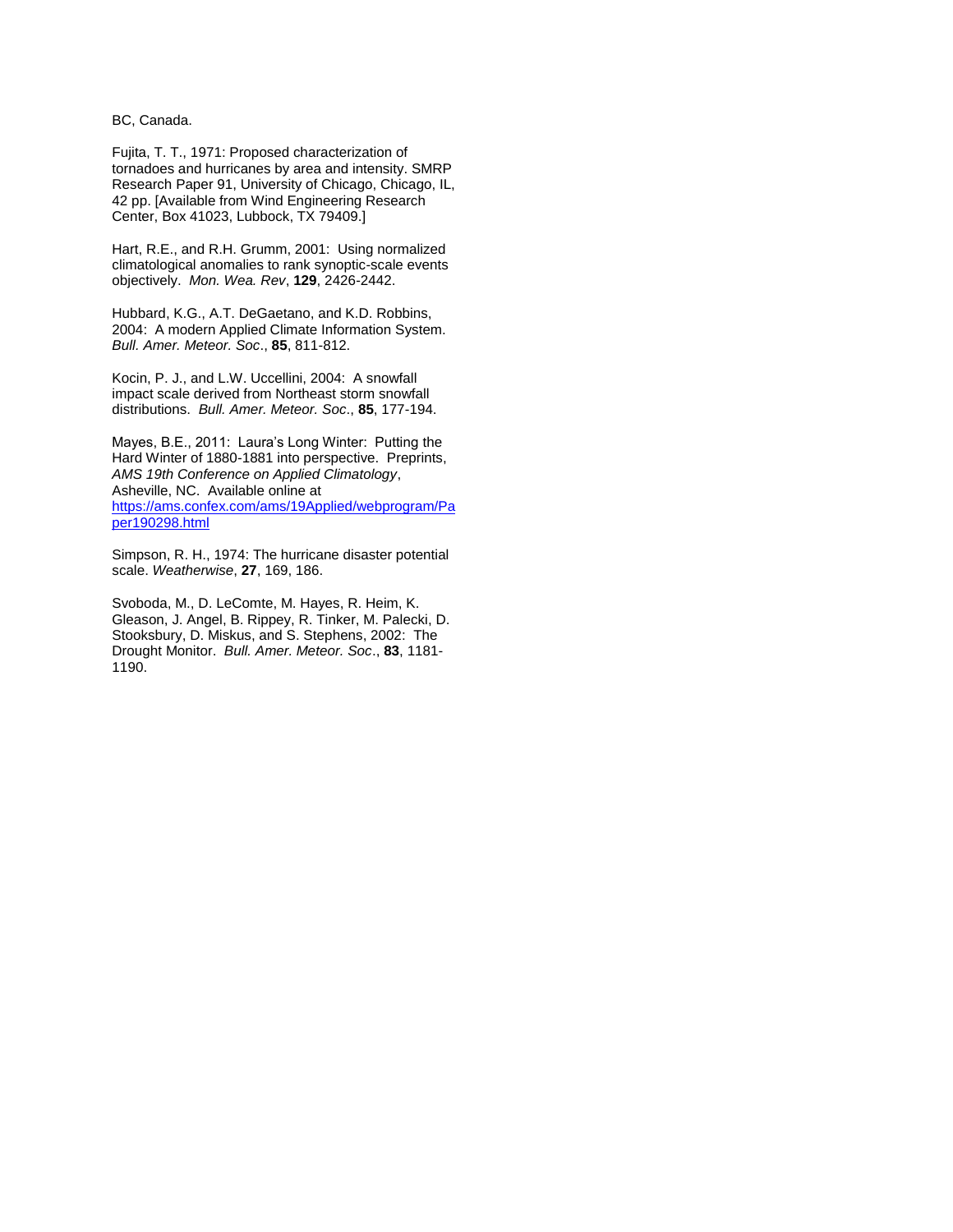BC, Canada.

Fujita, T. T., 1971: Proposed characterization of tornadoes and hurricanes by area and intensity. SMRP Research Paper 91, University of Chicago, Chicago, IL, 42 pp. [Available from Wind Engineering Research Center, Box 41023, Lubbock, TX 79409.]

Hart, R.E., and R.H. Grumm, 2001: Using normalized climatological anomalies to rank synoptic-scale events objectively. *Mon. Wea. Rev*, **129**, 2426-2442.

Hubbard, K.G., A.T. DeGaetano, and K.D. Robbins, 2004: A modern Applied Climate Information System. *Bull. Amer. Meteor. Soc*., **85**, 811-812.

Kocin, P. J., and L.W. Uccellini, 2004: A snowfall impact scale derived from Northeast storm snowfall distributions. *Bull. Amer. Meteor. Soc*., **85**, 177-194.

Mayes, B.E., 2011: Laura's Long Winter: Putting the Hard Winter of 1880-1881 into perspective. Preprints, *AMS 19th Conference on Applied Climatology*, Asheville, NC. Available online at [https://ams.confex.com/ams/19Applied/webprogram/Paper190298.html](https://ams.confex.com/ams/19Applied/webprogram/Paper190298.html)

Simpson, R. H., 1974: The hurricane disaster potential scale. *Weatherwise*, **27**, 169, 186.

Svoboda, M., D. LeComte, M. Hayes, R. Heim, K. Gleason, J. Angel, B. Rippey, R. Tinker, M. Palecki, D. Stooksbury, D. Miskus, and S. Stephens, 2002: The Drought Monitor. *Bull. Amer. Meteor. Soc*., **83**, 1181-1190.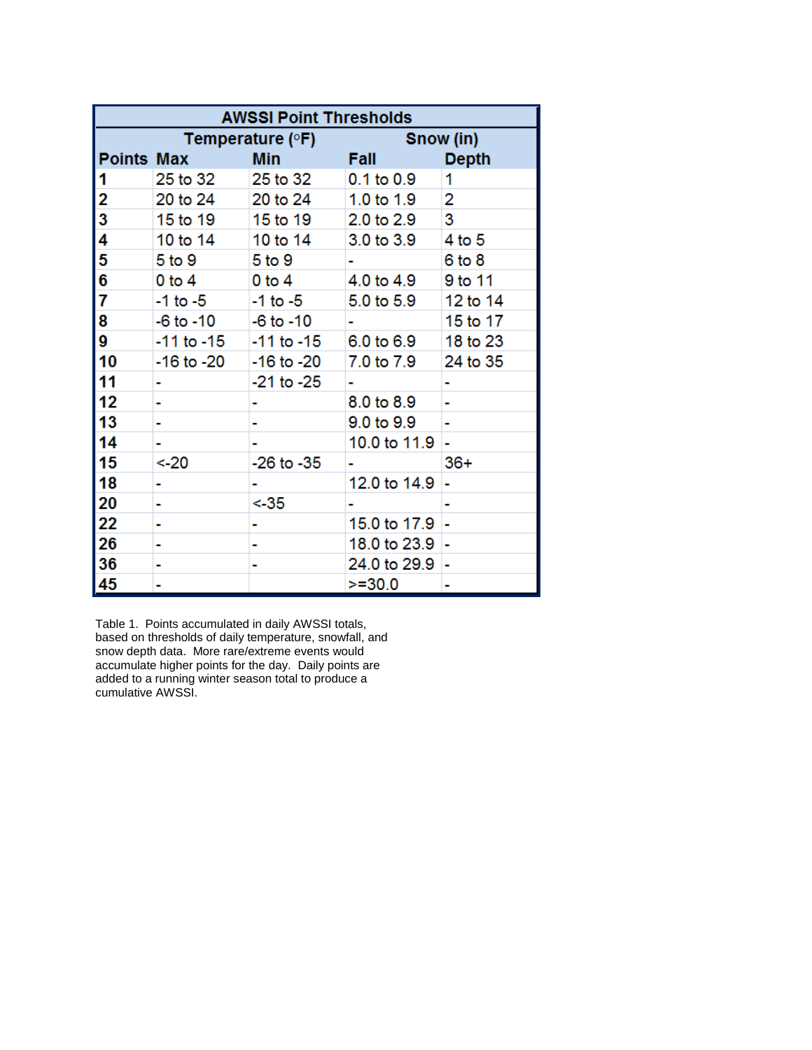| AWSSI Point Thresholds | | | | |
|---|---|---|---|---|
| | Temperature (°F) | | Snow (in) | |
| **Points** | **Max** | **Min** | **Fall** | **Depth** |
| **1** | 25 to 32 | 25 to 32 | 0.1 to 0.9 | 1 |
| **2** | 20 to 24 | 20 to 24 | 1.0 to 1.9 | 2 |
| **3** | 15 to 19 | 15 to 19 | 2.0 to 2.9 | 3 |
| **4** | 10 to 14 | 10 to 14 | 3.0 to 3.9 | 4 to 5 |
| **5** | 5 to 9 | 5 to 9 | - | 6 to 8 |
| **6** | 0 to 4 | 0 to 4 | 4.0 to 4.9 | 9 to 11 |
| **7** | -1 to -5 | -1 to -5 | 5.0 to 5.9 | 12 to 14 |
| **8** | -6 to -10 | -6 to -10 | - | 15 to 17 |
| **9** | -11 to -15 | -11 to -15 | 6.0 to 6.9 | 18 to 23 |
| **10** | -16 to -20 | -16 to -20 | 7.0 to 7.9 | 24 to 35 |
| **11** | - | -21 to -25 | - | - |
| **12** | - | - | 8.0 to 8.9 | - |
| **13** | - | - | 9.0 to 9.9 | - |
| **14** | - | - | 10.0 to 11.9 | - |
| **15** | <-20 | -26 to -35 | - | 36+ |
| **18** | - | - | 12.0 to 14.9 | - |
| **20** | - | <-35 | - | - |
| **22** | - | - | 15.0 to 17.9 | - |
| **26** | - | - | 18.0 to 23.9 | - |
| **36** | - | - | 24.0 to 29.9 | - |
| **45** | - | | >=30.0 | - |

Table 1. Points accumulated in daily AWSSI totals, based on thresholds of daily temperature, snowfall, and snow depth data. More rare/extreme events would accumulate higher points for the day. Daily points are added to a running winter season total to produce a cumulative AWSSI.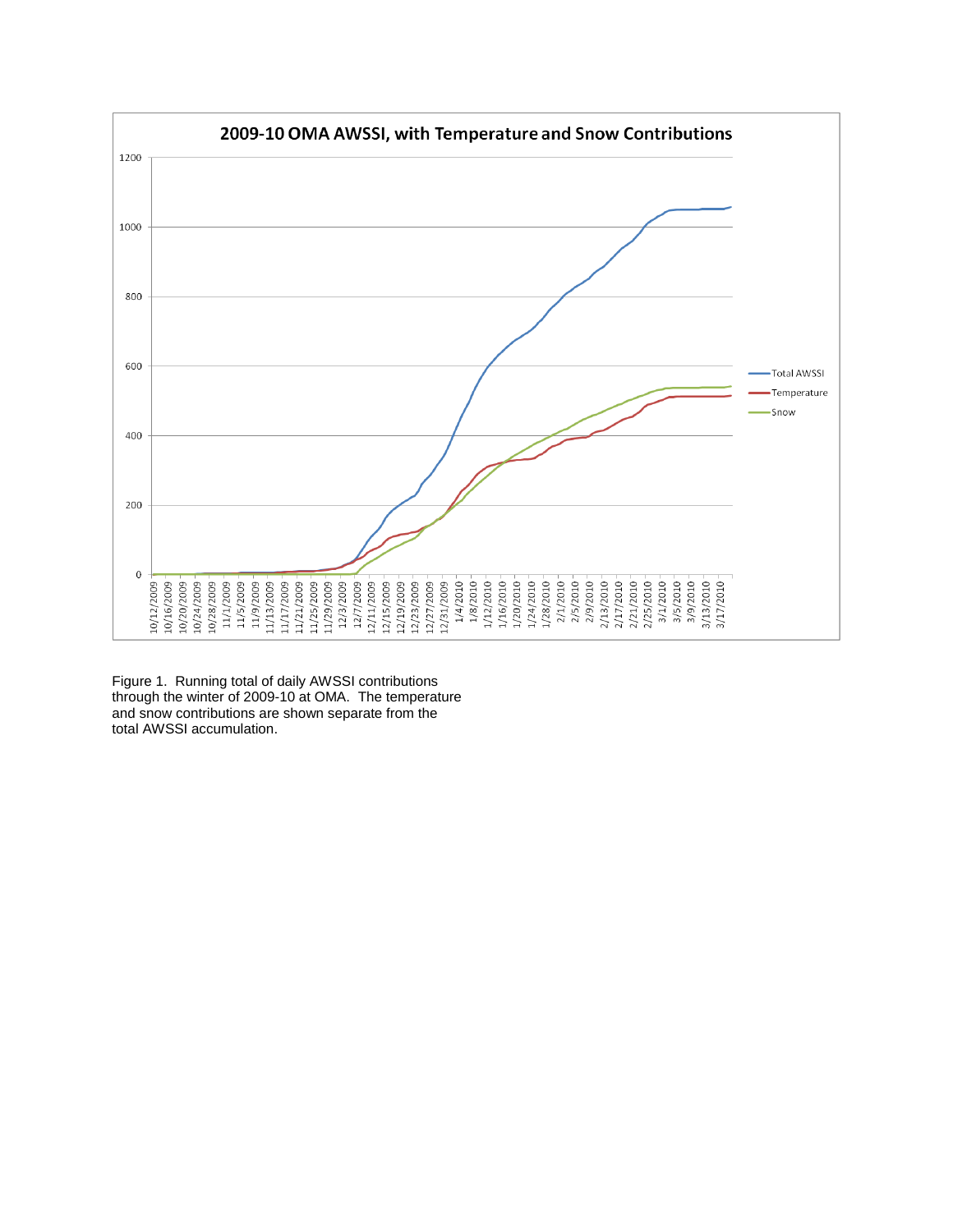Figure 1. Running total of daily AWSSI contributions through the winter of 2009-10 at OMA. The temperature and snow contributions are shown separate from the total AWSSI accumulation.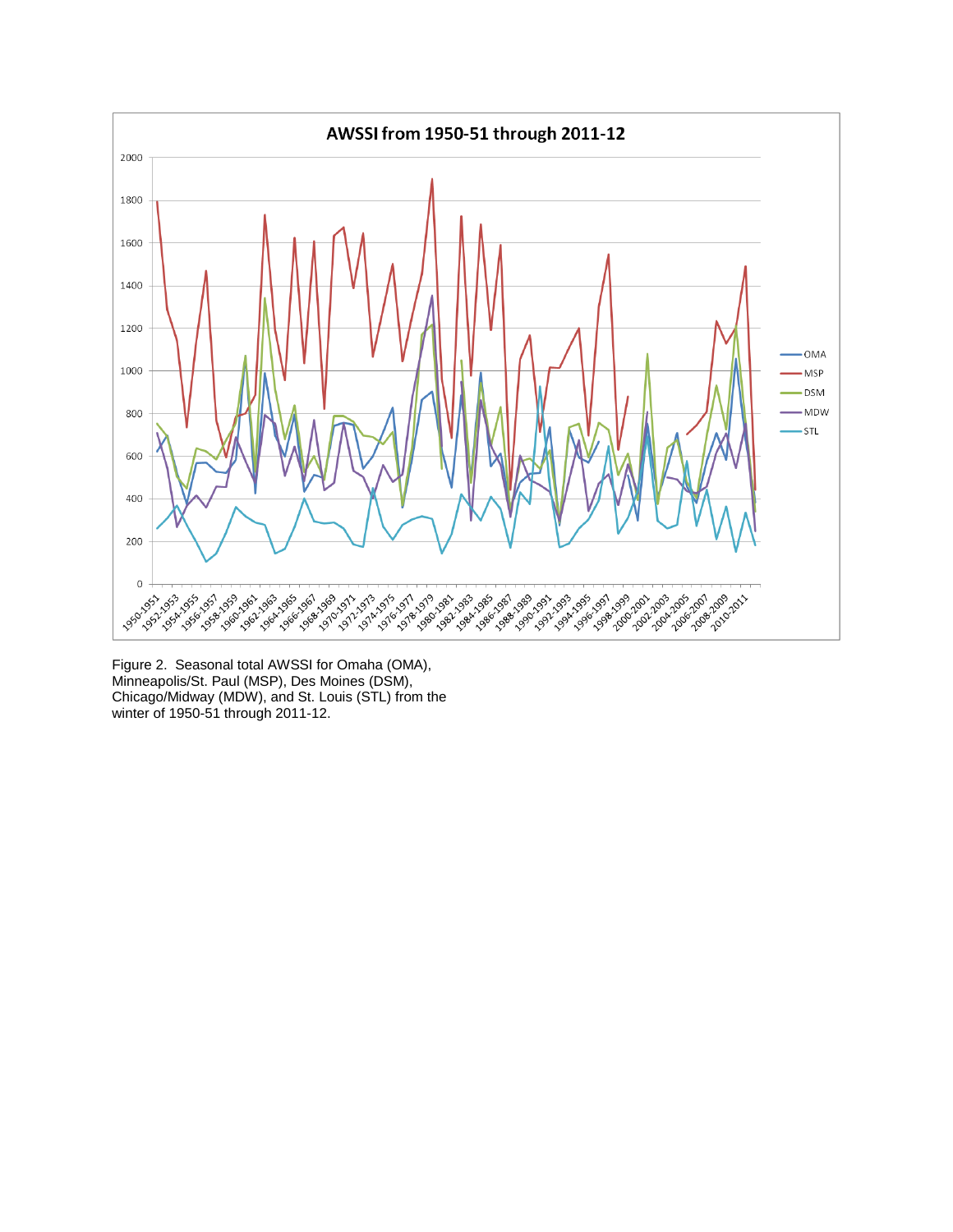Figure 2. Seasonal total AWSSI for Omaha (OMA), Minneapolis/St. Paul (MSP), Des Moines (DSM), Chicago/Midway (MDW), and St. Louis (STL) from the winter of 1950-51 through 2011-12.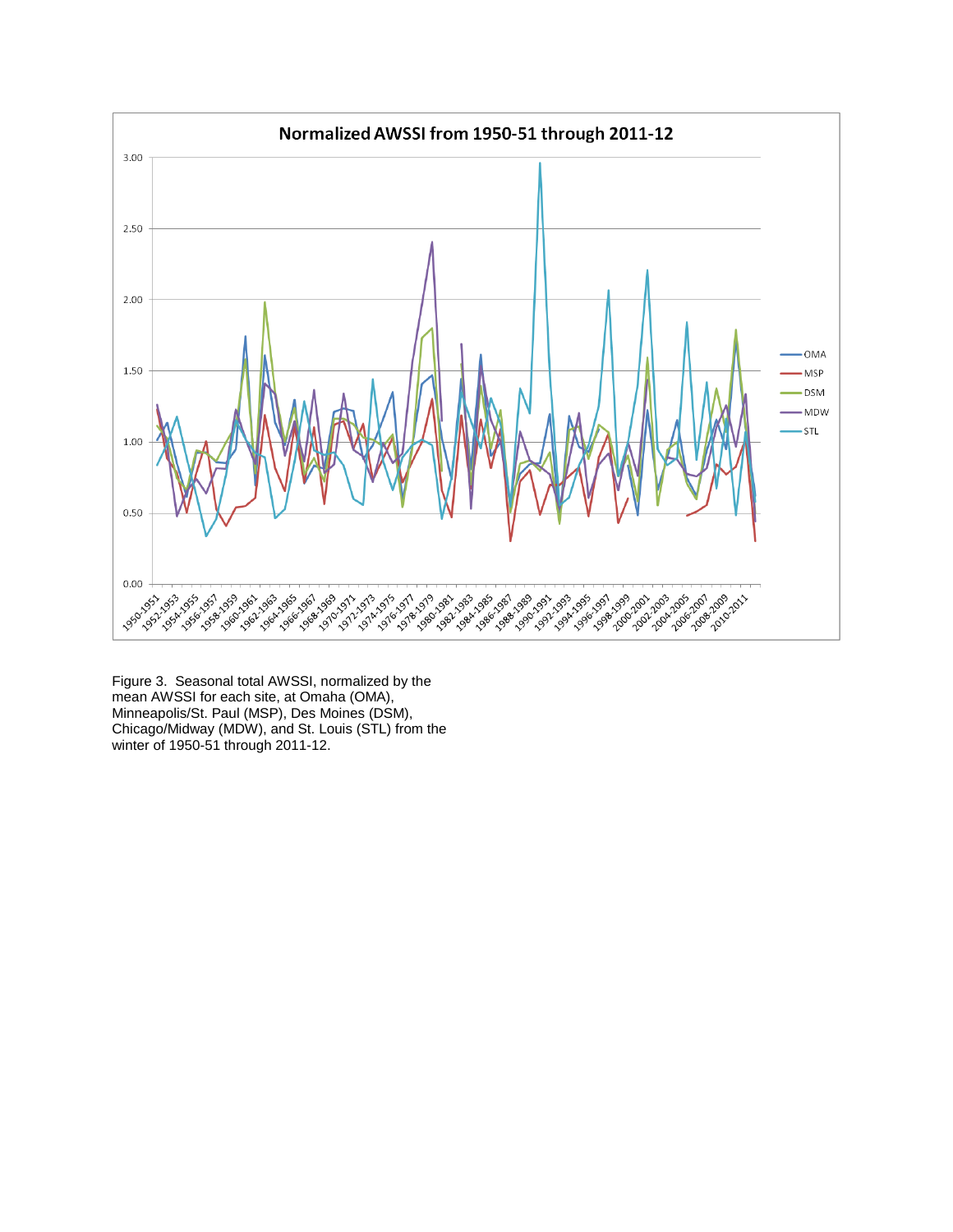Figure 3. Seasonal total AWSSI, normalized by the mean AWSSI for each site, at Omaha (OMA), Minneapolis/St. Paul (MSP), Des Moines (DSM), Chicago/Midway (MDW), and St. Louis (STL) from the winter of 1950-51 through 2011-12.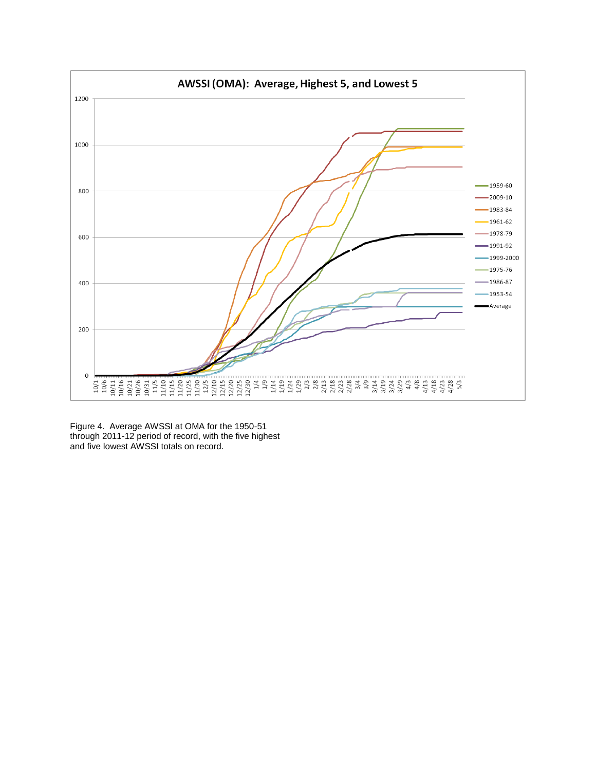AWSSI (OMA): Average, Highest 5, and Lowest 5

1200

1000

800

600

400

200

0

10/1
10/6
10/11
10/16
10/21
10/26
10/31
11/5
11/10
11/15
11/20
11/25
11/30
12/5
12/10
12/15
12/20
12/25
12/30
1/4
1/9
1/14
1/19
1/24
1/29
2/3
2/8
2/13
2/18
2/23
2/28
3/4
3/9
3/14
3/19
3/24
3/29
4/3
4/8
4/13
4/18
4/23
4/28
5/3

1959-60
2009-10
1983-84
1961-62
1978-79
1991-92
1999-2000
1975-76
1986-87
1953-54
Average

Figure 4. Average AWSSI at OMA for the 1950-51 through 2011-12 period of record, with the five highest and five lowest AWSSI totals on record.